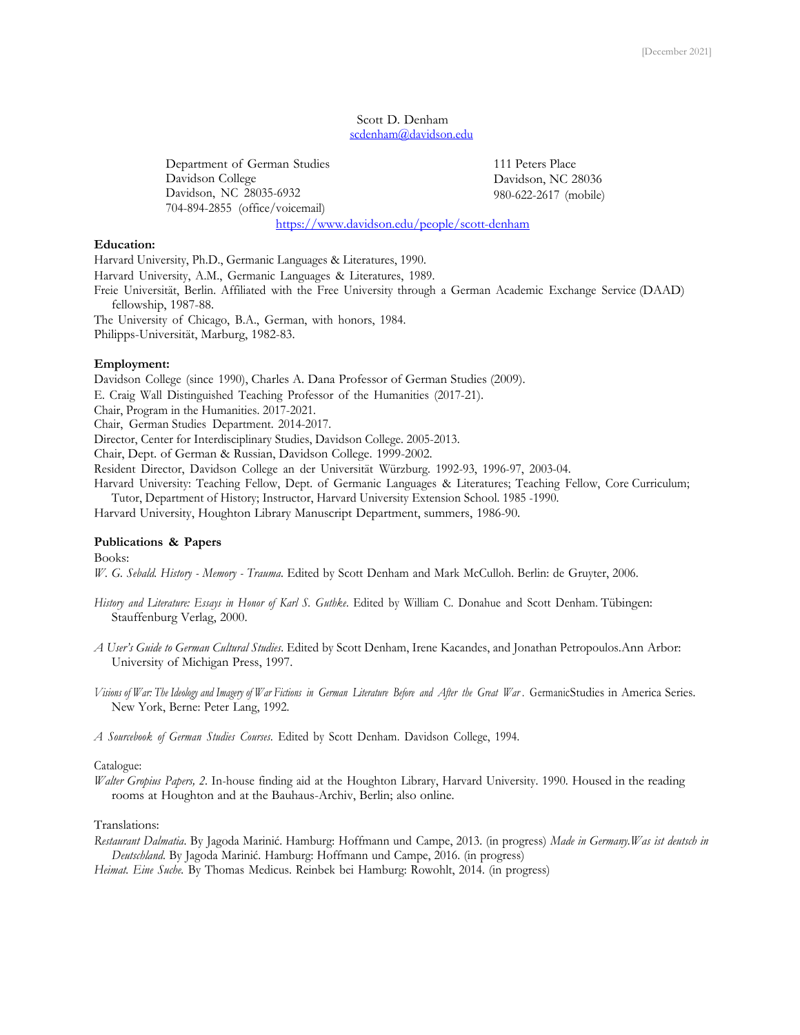[December 2021]

Scott D. Denham
scdenham@davidson.edu

Department of German Studies
Davidson College
Davidson, NC 28035-6932
704-894-2855 (office/voicemail)

111 Peters Place
Davidson, NC 28036
980-622-2617 (mobile)

https://www.davidson.edu/people/scott-denham

**Education:**

Harvard University, Ph.D., Germanic Languages & Literatures, 1990.
Harvard University, A.M., Germanic Languages & Literatures, 1989.
Freie Universität, Berlin. Affiliated with the Free University through a German Academic Exchange Service (DAAD) fellowship, 1987-88.
The University of Chicago, B.A., German, with honors, 1984.
Philipps-Universität, Marburg, 1982-83.

**Employment:**

Davidson College (since 1990), Charles A. Dana Professor of German Studies (2009).
E. Craig Wall Distinguished Teaching Professor of the Humanities (2017-21).
Chair, Program in the Humanities. 2017-2021.
Chair, German Studies Department. 2014-2017.
Director, Center for Interdisciplinary Studies, Davidson College. 2005-2013.
Chair, Dept. of German & Russian, Davidson College. 1999-2002.
Resident Director, Davidson College an der Universität Würzburg. 1992-93, 1996-97, 2003-04.
Harvard University: Teaching Fellow, Dept. of Germanic Languages & Literatures; Teaching Fellow, Core Curriculum; Tutor, Department of History; Instructor, Harvard University Extension School. 1985 -1990.
Harvard University, Houghton Library Manuscript Department, summers, 1986-90.

**Publications & Papers**

Books:

*W. G. Sebald. History - Memory - Trauma*. Edited by Scott Denham and Mark McCulloh. Berlin: de Gruyter, 2006.

*History and Literature: Essays in Honor of Karl S. Guthke*. Edited by William C. Donahue and Scott Denham. Tübingen: Stauffenburg Verlag, 2000.

*A User's Guide to German Cultural Studies*. Edited by Scott Denham, Irene Kacandes, and Jonathan Petropoulos.Ann Arbor: University of Michigan Press, 1997.

*Visions of War: The Ideology and Imagery of War Fictions in German Literature Before and After the Great War*. GermanicStudies in America Series. New York, Berne: Peter Lang, 1992.

*A Sourcebook of German Studies Courses*. Edited by Scott Denham. Davidson College, 1994.

Catalogue:

*Walter Gropius Papers, 2*. In-house finding aid at the Houghton Library, Harvard University. 1990. Housed in the reading rooms at Houghton and at the Bauhaus-Archiv, Berlin; also online.

Translations:

*Restaurant Dalmatia*. By Jagoda Marinić. Hamburg: Hoffmann und Campe, 2013. (in progress) *Made in Germany.Was ist deutsch in Deutschland*. By Jagoda Marinić. Hamburg: Hoffmann und Campe, 2016. (in progress)
*Heimat. Eine Suche*. By Thomas Medicus. Reinbek bei Hamburg: Rowohlt, 2014. (in progress)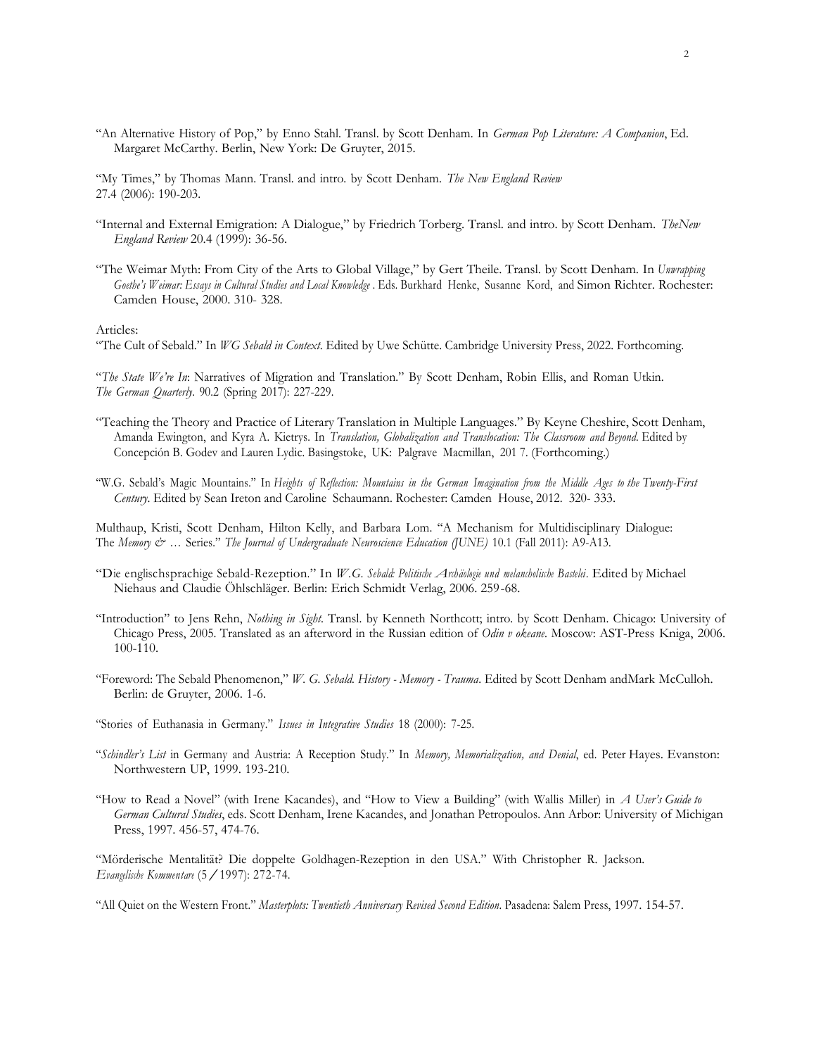"An Alternative History of Pop," by Enno Stahl. Transl. by Scott Denham. In *German Pop Literature: A Companion*, Ed. Margaret McCarthy. Berlin, New York: De Gruyter, 2015.

"My Times," by Thomas Mann. Transl. and intro. by Scott Denham. *The New England Review* 27.4 (2006): 190-203.

"Internal and External Emigration: A Dialogue," by Friedrich Torberg. Transl. and intro. by Scott Denham. *TheNew England Review* 20.4 (1999): 36-56.

"The Weimar Myth: From City of the Arts to Global Village," by Gert Theile. Transl. by Scott Denham. In *Unwrapping Goethe's Weimar: Essays in Cultural Studies and Local Knowledge* . Eds. Burkhard Henke, Susanne Kord, and Simon Richter. Rochester: Camden House, 2000. 310- 328.

Articles:

"The Cult of Sebald." In *WG Sebald in Context*. Edited by Uwe Schütte. Cambridge University Press, 2022. Forthcoming.

"*The State We're In*: Narratives of Migration and Translation." By Scott Denham, Robin Ellis, and Roman Utkin. *The German Quarterly*. 90.2 (Spring 2017): 227-229.

"Teaching the Theory and Practice of Literary Translation in Multiple Languages." By Keyne Cheshire, Scott Denham, Amanda Ewington, and Kyra A. Kietrys. In *Translation, Globalization and Translocation: The Classroom and Beyond*. Edited by Concepción B. Godev and Lauren Lydic. Basingstoke, UK: Palgrave Macmillan, 201 7. (Forthcoming.)

"W.G. Sebald's Magic Mountains." In *Heights of Reflection: Mountains in the German Imagination from the Middle Ages to the Twenty-First Century*. Edited by Sean Ireton and Caroline Schaumann. Rochester: Camden House, 2012. 320- 333.

Multhaup, Kristi, Scott Denham, Hilton Kelly, and Barbara Lom. "A Mechanism for Multidisciplinary Dialogue: The *Memory & …* Series." *The Journal of Undergraduate Neuroscience Education (JUNE)* 10.1 (Fall 2011): A9-A13.

"Die englischsprachige Sebald-Rezeption." In *W.G. Sebald: Politische Archäologie und melancholische Bastelei*. Edited by Michael Niehaus and Claudie Öhlschläger. Berlin: Erich Schmidt Verlag, 2006. 259-68.

"Introduction" to Jens Rehn, *Nothing in Sight*. Transl. by Kenneth Northcott; intro. by Scott Denham. Chicago: University of Chicago Press, 2005. Translated as an afterword in the Russian edition of *Odin v okeane*. Moscow: AST-Press Kniga, 2006. 100-110.

"Foreword: The Sebald Phenomenon," *W. G. Sebald. History - Memory - Trauma*. Edited by Scott Denham andMark McCulloh. Berlin: de Gruyter, 2006. 1-6.

"Stories of Euthanasia in Germany." *Issues in Integrative Studies* 18 (2000): 7-25.

"*Schindler's List* in Germany and Austria: A Reception Study." In *Memory, Memorialization, and Denial*, ed. Peter Hayes. Evanston: Northwestern UP, 1999. 193-210.

"How to Read a Novel" (with Irene Kacandes), and "How to View a Building" (with Wallis Miller) in *A User's Guide to German Cultural Studies*, eds. Scott Denham, Irene Kacandes, and Jonathan Petropoulos. Ann Arbor: University of Michigan Press, 1997. 456-57, 474-76.

"Mörderische Mentalität? Die doppelte Goldhagen-Rezeption in den USA." With Christopher R. Jackson. *Evangelische Kommentare* (5 / 1997): 272-74.

"All Quiet on the Western Front." *Masterplots: Twentieth Anniversary Revised Second Edition*. Pasadena: Salem Press, 1997. 154-57.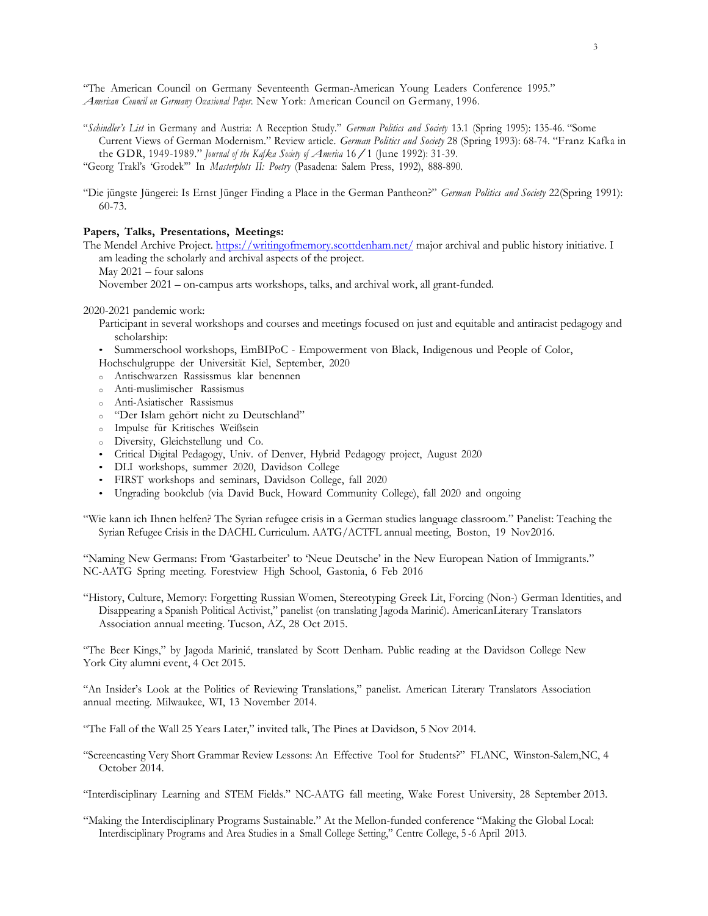"The American Council on Germany Seventeenth German-American Young Leaders Conference 1995." *American Council on Germany Occasional Paper*. New York: American Council on Germany, 1996.

"*Schindler's List* in Germany and Austria: A Reception Study." *German Politics and Society* 13.1 (Spring 1995): 135-46. "Some Current Views of German Modernism." Review article. *German Politics and Society* 28 (Spring 1993): 68-74. "Franz Kafka in the GDR, 1949-1989." *Journal of the Kafka Society of America* 16 / 1 (June 1992): 31-39.

"Georg Trakl's 'Grodek'" In *Masterplots II: Poetry* (Pasadena: Salem Press, 1992), 888-890.

"Die jüngste Jüngerei: Is Ernst Jünger Finding a Place in the German Pantheon?" *German Politics and Society* 22(Spring 1991): 60-73.

**Papers, Talks, Presentations, Meetings:**

The Mendel Archive Project. https://writingofmemory.scottdenham.net/ major archival and public history initiative. I am leading the scholarly and archival aspects of the project.
May 2021 – four salons
November 2021 – on-campus arts workshops, talks, and archival work, all grant-funded.

2020-2021 pandemic work:

Participant in several workshops and courses and meetings focused on just and equitable and antiracist pedagogy and scholarship:

- Summerschool workshops, EmBIPoC - Empowerment von Black, Indigenous und People of Color, Hochschulgruppe der Universität Kiel, September, 2020
  - Antischwarzen Rassissmus klar benennen
  - Anti-muslimischer Rassismus
  - Anti-Asiatischer Rassismus
  - "Der Islam gehört nicht zu Deutschland"
  - Impulse für Kritisches Weißsein
  - Diversity, Gleichstellung und Co.
- Critical Digital Pedagogy, Univ. of Denver, Hybrid Pedagogy project, August 2020
- DLI workshops, summer 2020, Davidson College
- FIRST workshops and seminars, Davidson College, fall 2020
- Ungrading bookclub (via David Buck, Howard Community College), fall 2020 and ongoing

"Wie kann ich Ihnen helfen? The Syrian refugee crisis in a German studies language classroom." Panelist: Teaching the Syrian Refugee Crisis in the DACHL Curriculum. AATG/ACTFL annual meeting, Boston, 19 Nov2016.

"Naming New Germans: From 'Gastarbeiter' to 'Neue Deutsche' in the New European Nation of Immigrants." NC-AATG Spring meeting. Forestview High School, Gastonia, 6 Feb 2016

"History, Culture, Memory: Forgetting Russian Women, Stereotyping Greek Lit, Forcing (Non-) German Identities, and Disappearing a Spanish Political Activist," panelist (on translating Jagoda Marinić). AmericanLiterary Translators Association annual meeting. Tucson, AZ, 28 Oct 2015.

"The Beer Kings," by Jagoda Marinić, translated by Scott Denham. Public reading at the Davidson College New York City alumni event, 4 Oct 2015.

"An Insider's Look at the Politics of Reviewing Translations," panelist. American Literary Translators Association annual meeting. Milwaukee, WI, 13 November 2014.

"The Fall of the Wall 25 Years Later," invited talk, The Pines at Davidson, 5 Nov 2014.

"Screencasting Very Short Grammar Review Lessons: An Effective Tool for Students?" FLANC, Winston-Salem,NC, 4 October 2014.

"Interdisciplinary Learning and STEM Fields." NC-AATG fall meeting, Wake Forest University, 28 September 2013.

"Making the Interdisciplinary Programs Sustainable." At the Mellon-funded conference "Making the Global Local: Interdisciplinary Programs and Area Studies in a Small College Setting," Centre College, 5 -6 April 2013.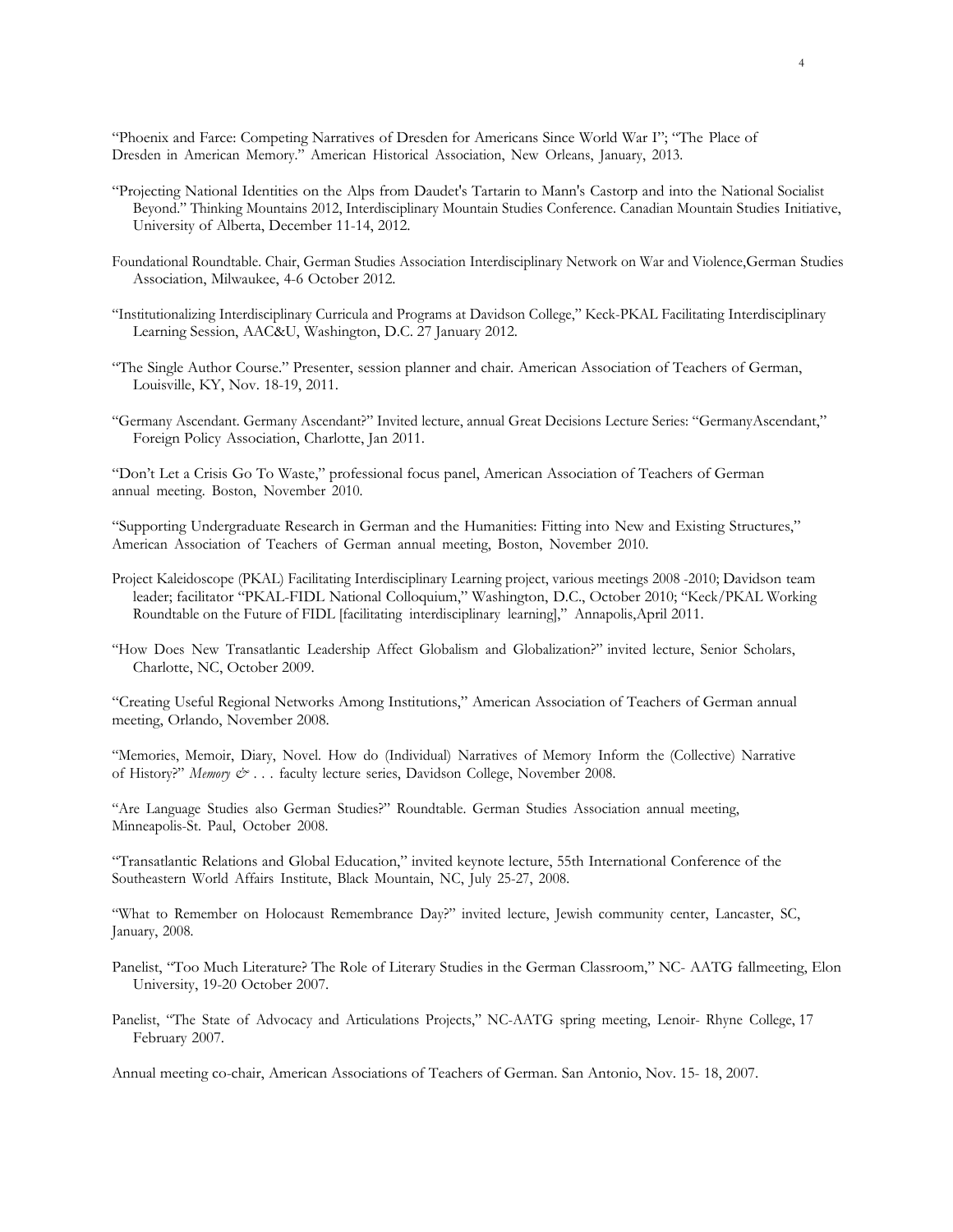"Phoenix and Farce: Competing Narratives of Dresden for Americans Since World War I"; "The Place of Dresden in American Memory." American Historical Association, New Orleans, January, 2013.

"Projecting National Identities on the Alps from Daudet's Tartarin to Mann's Castorp and into the National Socialist Beyond." Thinking Mountains 2012, Interdisciplinary Mountain Studies Conference. Canadian Mountain Studies Initiative, University of Alberta, December 11-14, 2012.

Foundational Roundtable. Chair, German Studies Association Interdisciplinary Network on War and Violence,German Studies Association, Milwaukee, 4-6 October 2012.

"Institutionalizing Interdisciplinary Curricula and Programs at Davidson College," Keck-PKAL Facilitating Interdisciplinary Learning Session, AAC&U, Washington, D.C. 27 January 2012.

"The Single Author Course." Presenter, session planner and chair. American Association of Teachers of German, Louisville, KY, Nov. 18-19, 2011.

"Germany Ascendant. Germany Ascendant?" Invited lecture, annual Great Decisions Lecture Series: "GermanyAscendant," Foreign Policy Association, Charlotte, Jan 2011.

"Don't Let a Crisis Go To Waste," professional focus panel, American Association of Teachers of German annual meeting. Boston, November 2010.

"Supporting Undergraduate Research in German and the Humanities: Fitting into New and Existing Structures," American Association of Teachers of German annual meeting, Boston, November 2010.

Project Kaleidoscope (PKAL) Facilitating Interdisciplinary Learning project, various meetings 2008 -2010; Davidson team leader; facilitator "PKAL-FIDL National Colloquium," Washington, D.C., October 2010; "Keck/PKAL Working Roundtable on the Future of FIDL [facilitating interdisciplinary learning]," Annapolis,April 2011.

"How Does New Transatlantic Leadership Affect Globalism and Globalization?" invited lecture, Senior Scholars, Charlotte, NC, October 2009.

"Creating Useful Regional Networks Among Institutions," American Association of Teachers of German annual meeting, Orlando, November 2008.

"Memories, Memoir, Diary, Novel. How do (Individual) Narratives of Memory Inform the (Collective) Narrative of History?" *Memory & . . .* faculty lecture series, Davidson College, November 2008.

"Are Language Studies also German Studies?" Roundtable. German Studies Association annual meeting, Minneapolis-St. Paul, October 2008.

"Transatlantic Relations and Global Education," invited keynote lecture, 55th International Conference of the Southeastern World Affairs Institute, Black Mountain, NC, July 25-27, 2008.

"What to Remember on Holocaust Remembrance Day?" invited lecture, Jewish community center, Lancaster, SC, January, 2008.

Panelist, "Too Much Literature? The Role of Literary Studies in the German Classroom," NC- AATG fallmeeting, Elon University, 19-20 October 2007.

Panelist, "The State of Advocacy and Articulations Projects," NC-AATG spring meeting, Lenoir- Rhyne College, 17 February 2007.

Annual meeting co-chair, American Associations of Teachers of German. San Antonio, Nov. 15- 18, 2007.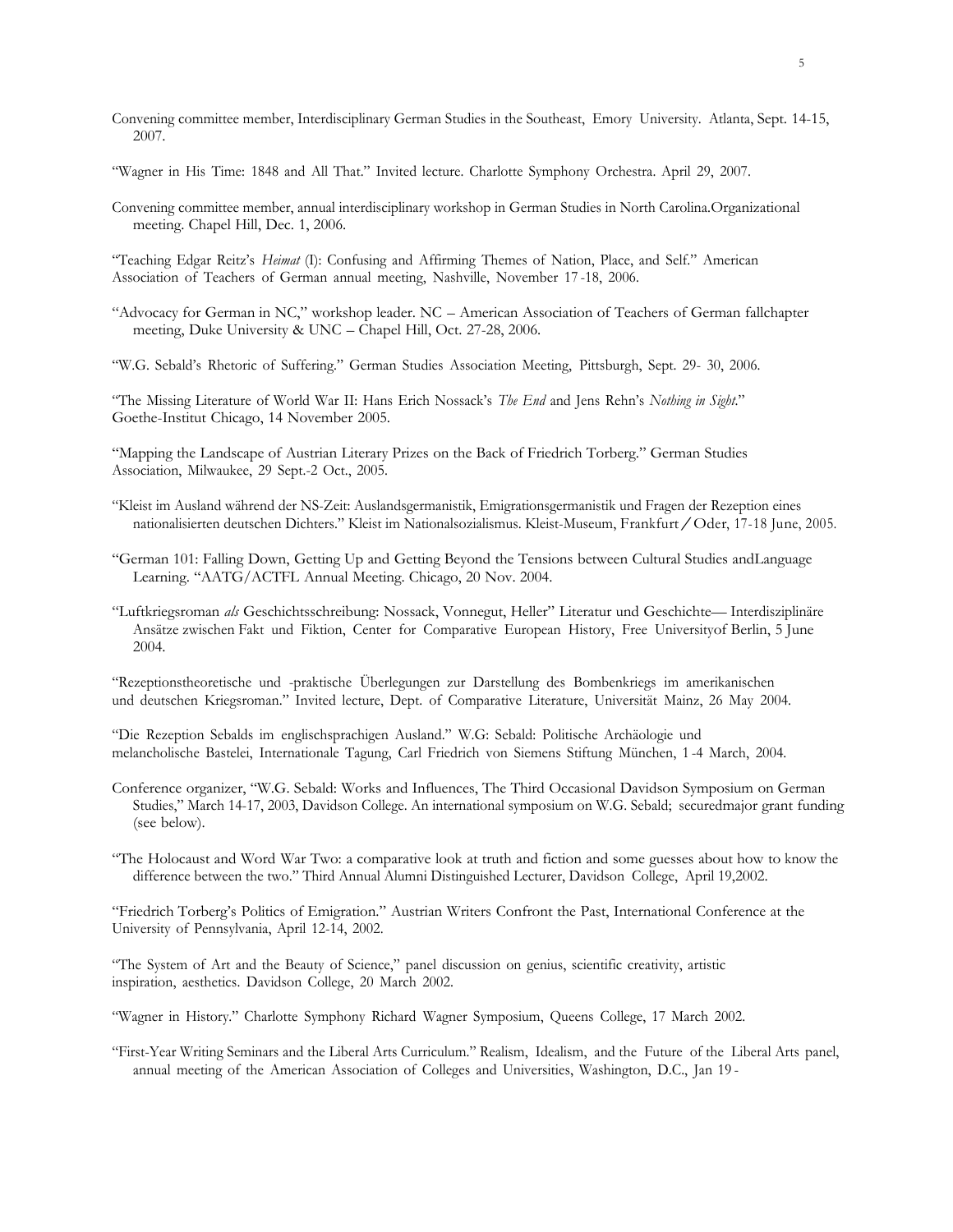Convening committee member, Interdisciplinary German Studies in the Southeast, Emory University. Atlanta, Sept. 14-15, 2007.

"Wagner in His Time: 1848 and All That." Invited lecture. Charlotte Symphony Orchestra. April 29, 2007.

Convening committee member, annual interdisciplinary workshop in German Studies in North Carolina.Organizational meeting. Chapel Hill, Dec. 1, 2006.

"Teaching Edgar Reitz's *Heimat* (I): Confusing and Affirming Themes of Nation, Place, and Self." American Association of Teachers of German annual meeting, Nashville, November 17-18, 2006.

"Advocacy for German in NC," workshop leader. NC – American Association of Teachers of German fallchapter meeting, Duke University & UNC – Chapel Hill, Oct. 27-28, 2006.

"W.G. Sebald's Rhetoric of Suffering." German Studies Association Meeting, Pittsburgh, Sept. 29- 30, 2006.

"The Missing Literature of World War II: Hans Erich Nossack's *The End* and Jens Rehn's *Nothing in Sight*." Goethe-Institut Chicago, 14 November 2005.

"Mapping the Landscape of Austrian Literary Prizes on the Back of Friedrich Torberg." German Studies Association, Milwaukee, 29 Sept.-2 Oct., 2005.

"Kleist im Ausland während der NS-Zeit: Auslandsgermanistik, Emigrationsgermanistik und Fragen der Rezeption eines nationalisierten deutschen Dichters." Kleist im Nationalsozialismus. Kleist-Museum, Frankfurt / Oder, 17-18 June, 2005.

"German 101: Falling Down, Getting Up and Getting Beyond the Tensions between Cultural Studies andLanguage Learning. "AATG/ACTFL Annual Meeting. Chicago, 20 Nov. 2004.

"Luftkriegsroman *als* Geschichtsschreibung: Nossack, Vonnegut, Heller" Literatur und Geschichte— Interdisziplinäre Ansätze zwischen Fakt und Fiktion, Center for Comparative European History, Free Universityof Berlin, 5 June 2004.

"Rezeptionstheoretische und -praktische Überlegungen zur Darstellung des Bombenkriegs im amerikanischen und deutschen Kriegsroman." Invited lecture, Dept. of Comparative Literature, Universität Mainz, 26 May 2004.

"Die Rezeption Sebalds im englischsprachigen Ausland." W.G: Sebald: Politische Archäologie und melancholische Bastelei, Internationale Tagung, Carl Friedrich von Siemens Stiftung München, 1-4 March, 2004.

Conference organizer, "W.G. Sebald: Works and Influences, The Third Occasional Davidson Symposium on German Studies," March 14-17, 2003, Davidson College. An international symposium on W.G. Sebald; securedmajor grant funding (see below).

"The Holocaust and Word War Two: a comparative look at truth and fiction and some guesses about how to know the difference between the two." Third Annual Alumni Distinguished Lecturer, Davidson College, April 19,2002.

"Friedrich Torberg's Politics of Emigration." Austrian Writers Confront the Past, International Conference at the University of Pennsylvania, April 12-14, 2002.

"The System of Art and the Beauty of Science," panel discussion on genius, scientific creativity, artistic inspiration, aesthetics. Davidson College, 20 March 2002.

"Wagner in History." Charlotte Symphony Richard Wagner Symposium, Queens College, 17 March 2002.

"First-Year Writing Seminars and the Liberal Arts Curriculum." Realism, Idealism, and the Future of the Liberal Arts panel, annual meeting of the American Association of Colleges and Universities, Washington, D.C., Jan 19-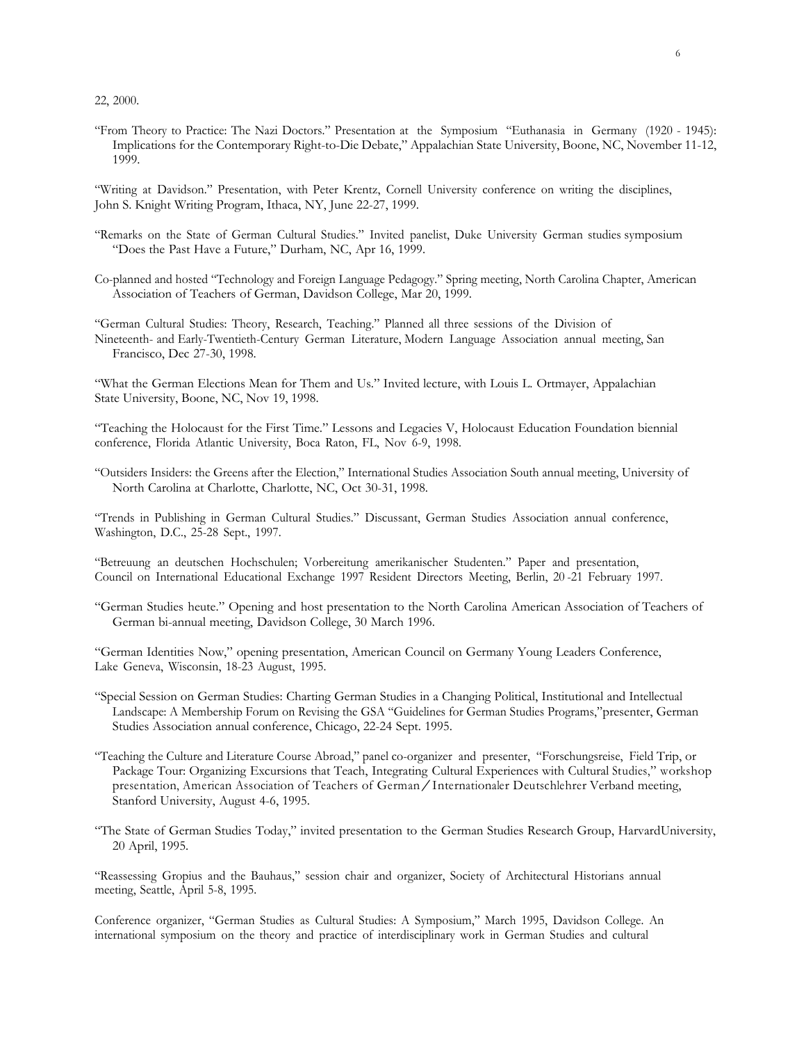22, 2000.

"From Theory to Practice: The Nazi Doctors." Presentation at the Symposium "Euthanasia in Germany (1920 - 1945): Implications for the Contemporary Right-to-Die Debate," Appalachian State University, Boone, NC, November 11-12, 1999.

"Writing at Davidson." Presentation, with Peter Krentz, Cornell University conference on writing the disciplines, John S. Knight Writing Program, Ithaca, NY, June 22-27, 1999.

"Remarks on the State of German Cultural Studies." Invited panelist, Duke University German studies symposium "Does the Past Have a Future," Durham, NC, Apr 16, 1999.

Co-planned and hosted "Technology and Foreign Language Pedagogy." Spring meeting, North Carolina Chapter, American Association of Teachers of German, Davidson College, Mar 20, 1999.

"German Cultural Studies: Theory, Research, Teaching." Planned all three sessions of the Division of Nineteenth- and Early-Twentieth-Century German Literature, Modern Language Association annual meeting, San Francisco, Dec 27-30, 1998.

"What the German Elections Mean for Them and Us." Invited lecture, with Louis L. Ortmayer, Appalachian State University, Boone, NC, Nov 19, 1998.

"Teaching the Holocaust for the First Time." Lessons and Legacies V, Holocaust Education Foundation biennial conference, Florida Atlantic University, Boca Raton, FL, Nov 6-9, 1998.

"Outsiders Insiders: the Greens after the Election," International Studies Association South annual meeting, University of North Carolina at Charlotte, Charlotte, NC, Oct 30-31, 1998.

"Trends in Publishing in German Cultural Studies." Discussant, German Studies Association annual conference, Washington, D.C., 25-28 Sept., 1997.

"Betreuung an deutschen Hochschulen; Vorbereitung amerikanischer Studenten." Paper and presentation, Council on International Educational Exchange 1997 Resident Directors Meeting, Berlin, 20 -21 February 1997.

"German Studies heute." Opening and host presentation to the North Carolina American Association of Teachers of German bi-annual meeting, Davidson College, 30 March 1996.

"German Identities Now," opening presentation, American Council on Germany Young Leaders Conference, Lake Geneva, Wisconsin, 18-23 August, 1995.

"Special Session on German Studies: Charting German Studies in a Changing Political, Institutional and Intellectual Landscape: A Membership Forum on Revising the GSA "Guidelines for German Studies Programs,"presenter, German Studies Association annual conference, Chicago, 22-24 Sept. 1995.

"Teaching the Culture and Literature Course Abroad," panel co-organizer and presenter, "Forschungsreise, Field Trip, or Package Tour: Organizing Excursions that Teach, Integrating Cultural Experiences with Cultural Studies," workshop presentation, American Association of Teachers of German / Internationaler Deutschlehrer Verband meeting, Stanford University, August 4-6, 1995.

"The State of German Studies Today," invited presentation to the German Studies Research Group, HarvardUniversity, 20 April, 1995.

"Reassessing Gropius and the Bauhaus," session chair and organizer, Society of Architectural Historians annual meeting, Seattle, April 5-8, 1995.

Conference organizer, "German Studies as Cultural Studies: A Symposium," March 1995, Davidson College. An international symposium on the theory and practice of interdisciplinary work in German Studies and cultural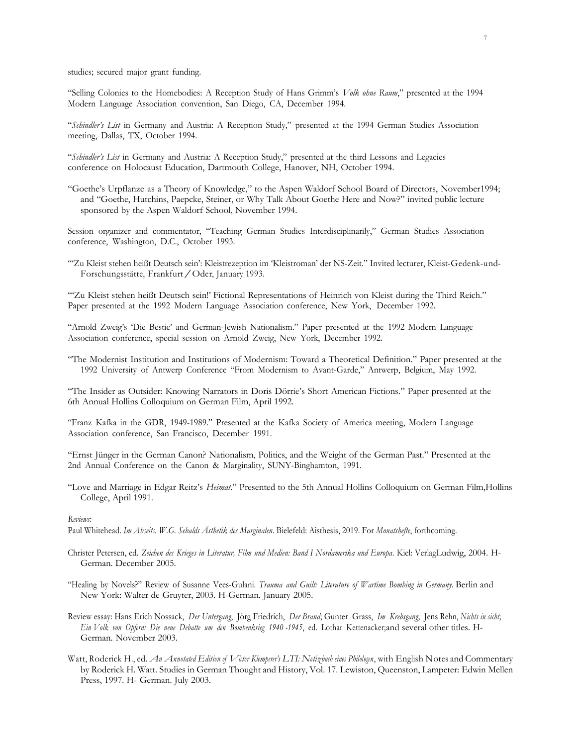studies; secured major grant funding.

"Selling Colonies to the Homebodies: A Reception Study of Hans Grimm's *Volk ohne Raum*," presented at the 1994 Modern Language Association convention, San Diego, CA, December 1994.

"*Schindler's List* in Germany and Austria: A Reception Study," presented at the 1994 German Studies Association meeting, Dallas, TX, October 1994.

"*Schindler's List* in Germany and Austria: A Reception Study," presented at the third Lessons and Legacies conference on Holocaust Education, Dartmouth College, Hanover, NH, October 1994.

"Goethe's Urpflanze as a Theory of Knowledge," to the Aspen Waldorf School Board of Directors, November1994; and "Goethe, Hutchins, Paepcke, Steiner, or Why Talk About Goethe Here and Now?" invited public lecture sponsored by the Aspen Waldorf School, November 1994.

Session organizer and commentator, "Teaching German Studies Interdisciplinarily," German Studies Association conference, Washington, D.C., October 1993.

"'Zu Kleist stehen heißt Deutsch sein': Kleistrezeption im 'Kleistroman' der NS-Zeit." Invited lecturer, Kleist-Gedenk-und-Forschungsstätte, Frankfurt / Oder, January 1993.

"'Zu Kleist stehen heißt Deutsch sein!' Fictional Representations of Heinrich von Kleist during the Third Reich." Paper presented at the 1992 Modern Language Association conference, New York, December 1992.

"Arnold Zweig's 'Die Bestie' and German-Jewish Nationalism." Paper presented at the 1992 Modern Language Association conference, special session on Arnold Zweig, New York, December 1992.

"The Modernist Institution and Institutions of Modernism: Toward a Theoretical Definition." Paper presented at the 1992 University of Antwerp Conference "From Modernism to Avant-Garde," Antwerp, Belgium, May 1992.

"The Insider as Outsider: Knowing Narrators in Doris Dörrie's Short American Fictions." Paper presented at the 6th Annual Hollins Colloquium on German Film, April 1992.

"Franz Kafka in the GDR, 1949-1989." Presented at the Kafka Society of America meeting, Modern Language Association conference, San Francisco, December 1991.

"Ernst Jünger in the German Canon? Nationalism, Politics, and the Weight of the German Past." Presented at the 2nd Annual Conference on the Canon & Marginality, SUNY-Binghamton, 1991.

"Love and Marriage in Edgar Reitz's *Heimat*." Presented to the 5th Annual Hollins Colloquium on German Film,Hollins College, April 1991.

*Reviews*:

Paul Whitehead. *Im Abseits. W.G. Sebalds Ästhetik des Marginalen*. Bielefeld: Aisthesis, 2019. For *Monatshefte*, forthcoming.

Christer Petersen, ed. *Zeichen des Krieges in Literatur, Film und Medien: Band I Nordamerika und Europa*. Kiel: VerlagLudwig, 2004. H-German. December 2005.

"Healing by Novels?" Review of Susanne Vees-Gulani. *Trauma and Guilt: Literature of Wartime Bombing in Germany*. Berlin and New York: Walter de Gruyter, 2003. H-German. January 2005.

Review essay: Hans Erich Nossack, *Der Untergang*, Jörg Friedrich, *Der Brand*; Gunter Grass, *Im Krebsgang*; Jens Rehn, *Nichts in sicht*; *Ein Volk von Opfern: Die neue Debatte um den Bombenkrieg 1940 -1945*, ed. Lothar Kettenacker;and several other titles. H-German. November 2003.

Watt, Roderick H., ed. *An Annotated Edition of Victor Klemperer's LTI: Notizbuch eines Philologen*, with English Notes and Commentary by Roderick H. Watt. Studies in German Thought and History, Vol. 17. Lewiston, Queenston, Lampeter: Edwin Mellen Press, 1997. H- German. July 2003.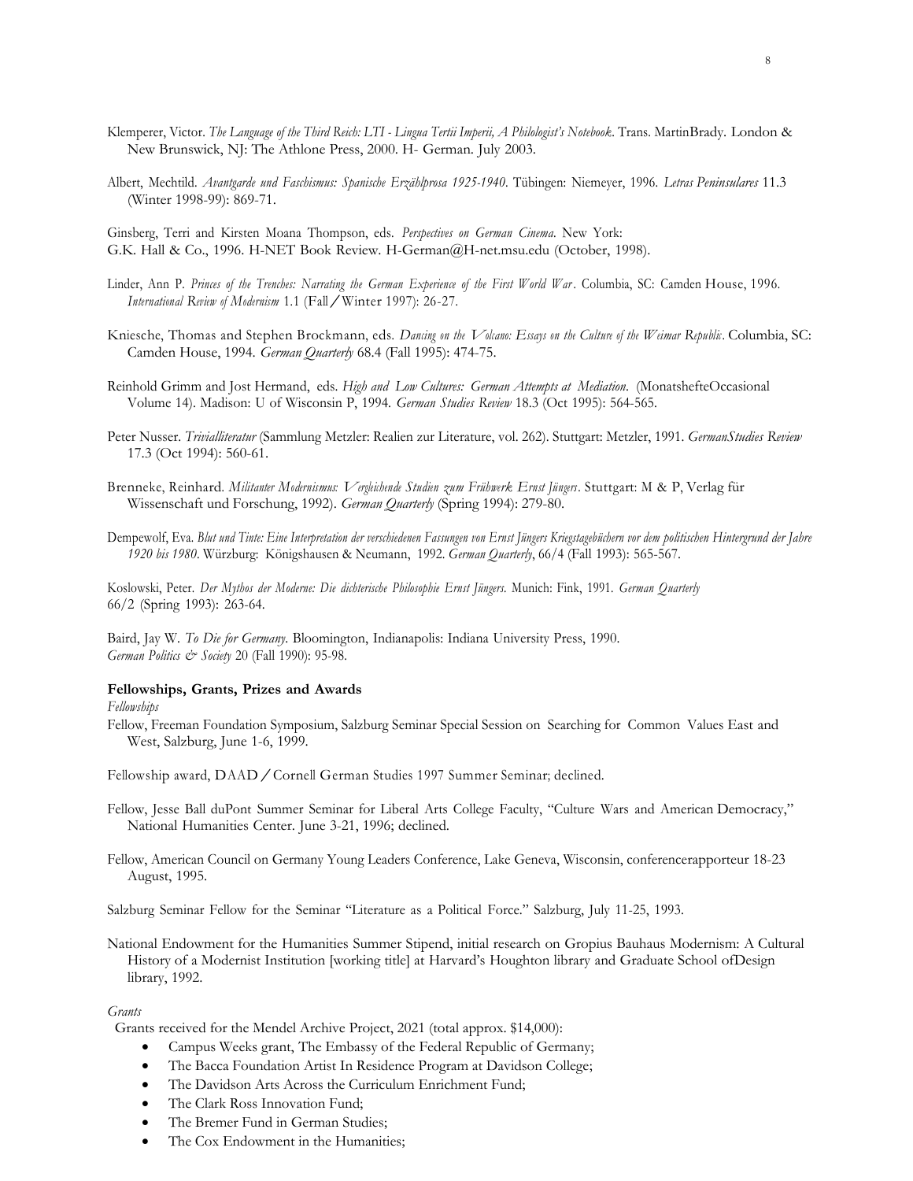Klemperer, Victor. *The Language of the Third Reich: LTI - Lingua Tertii Imperii, A Philologist's Notebook*. Trans. MartinBrady. London & New Brunswick, NJ: The Athlone Press, 2000. H- German. July 2003.

Albert, Mechtild. *Avantgarde und Faschismus: Spanische Erzählprosa 1925-1940*. Tübingen: Niemeyer, 1996. *Letras Peninsulares* 11.3 (Winter 1998-99): 869-71.

Ginsberg, Terri and Kirsten Moana Thompson, eds. *Perspectives on German Cinema*. New York: G.K. Hall & Co., 1996. H-NET Book Review. H-German@H-net.msu.edu (October, 1998).

Linder, Ann P. *Princes of the Trenches: Narrating the German Experience of the First World War*. Columbia, SC: Camden House, 1996. *International Review of Modernism* 1.1 (Fall / Winter 1997): 26-27.

Kniesche, Thomas and Stephen Brockmann, eds. *Dancing on the Volcano: Essays on the Culture of the Weimar Republic*. Columbia, SC: Camden House, 1994. *German Quarterly* 68.4 (Fall 1995): 474-75.

Reinhold Grimm and Jost Hermand, eds. *High and Low Cultures: German Attempts at Mediation*. (MonatshefteOccasional Volume 14). Madison: U of Wisconsin P, 1994. *German Studies Review* 18.3 (Oct 1995): 564-565.

Peter Nusser. *Trivialliteratur* (Sammlung Metzler: Realien zur Literature, vol. 262). Stuttgart: Metzler, 1991. *GermanStudies Review* 17.3 (Oct 1994): 560-61.

Brenneke, Reinhard. *Militanter Modernismus: Vergleichende Studien zum Frühwerk Ernst Jüngers*. Stuttgart: M & P, Verlag für Wissenschaft und Forschung, 1992). *German Quarterly* (Spring 1994): 279-80.

Dempewolf, Eva. *Blut und Tinte: Eine Interpretation der verschiedenen Fassungen von Ernst Jüngers Kriegstagebüchern vor dem politischen Hintergrund der Jahre 1920 bis 1980*. Würzburg: Königshausen & Neumann, 1992. *German Quarterly*, 66/4 (Fall 1993): 565-567.

Koslowski, Peter. *Der Mythos der Moderne: Die dichterische Philosophie Ernst Jüngers*. Munich: Fink, 1991. *German Quarterly* 66/2 (Spring 1993): 263-64.

Baird, Jay W. *To Die for Germany*. Bloomington, Indianapolis: Indiana University Press, 1990. *German Politics & Society* 20 (Fall 1990): 95-98.

**Fellowships, Grants, Prizes and Awards**

*Fellowships*

Fellow, Freeman Foundation Symposium, Salzburg Seminar Special Session on Searching for Common Values East and West, Salzburg, June 1-6, 1999.

Fellowship award, DAAD / Cornell German Studies 1997 Summer Seminar; declined.

Fellow, Jesse Ball duPont Summer Seminar for Liberal Arts College Faculty, "Culture Wars and American Democracy," National Humanities Center. June 3-21, 1996; declined.

Fellow, American Council on Germany Young Leaders Conference, Lake Geneva, Wisconsin, conferencerapporteur 18-23 August, 1995.

Salzburg Seminar Fellow for the Seminar "Literature as a Political Force." Salzburg, July 11-25, 1993.

National Endowment for the Humanities Summer Stipend, initial research on Gropius Bauhaus Modernism: A Cultural History of a Modernist Institution [working title] at Harvard's Houghton library and Graduate School ofDesign library, 1992.

*Grants*

Grants received for the Mendel Archive Project, 2021 (total approx. $14,000):

- Campus Weeks grant, The Embassy of the Federal Republic of Germany;
- The Bacca Foundation Artist In Residence Program at Davidson College;
- The Davidson Arts Across the Curriculum Enrichment Fund;
- The Clark Ross Innovation Fund;
- The Bremer Fund in German Studies;
- The Cox Endowment in the Humanities;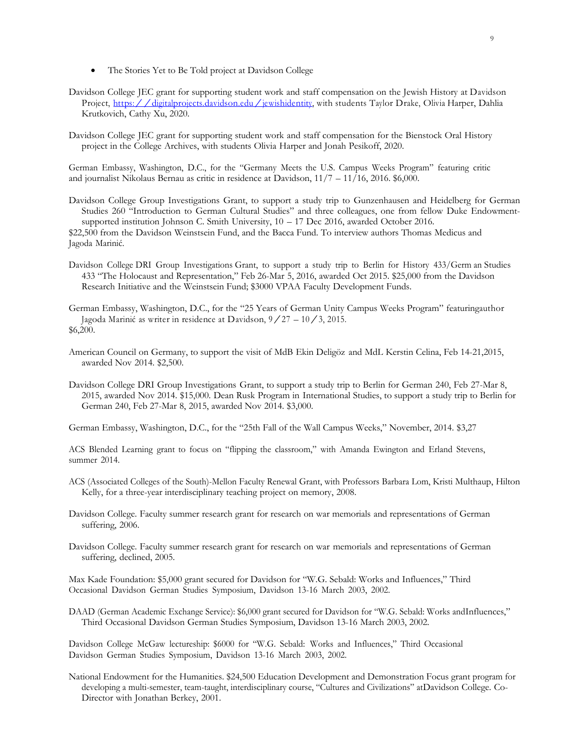- The Stories Yet to Be Told project at Davidson College

Davidson College JEC grant for supporting student work and staff compensation on the Jewish History at Davidson Project, https://digitalprojects.davidson.edu/jewishidentity, with students Taylor Drake, Olivia Harper, Dahlia Krutkovich, Cathy Xu, 2020.

Davidson College JEC grant for supporting student work and staff compensation for the Bienstock Oral History project in the College Archives, with students Olivia Harper and Jonah Pesikoff, 2020.

German Embassy, Washington, D.C., for the "Germany Meets the U.S. Campus Weeks Program" featuring critic and journalist Nikolaus Bernau as critic in residence at Davidson, 11/7 – 11/16, 2016. $6,000.

Davidson College Group Investigations Grant, to support a study trip to Gunzenhausen and Heidelberg for German Studies 260 "Introduction to German Cultural Studies" and three colleagues, one from fellow Duke Endowment-supported institution Johnson C. Smith University, 10 – 17 Dec 2016, awarded October 2016.
$22,500 from the Davidson Weinstsein Fund, and the Bacca Fund. To interview authors Thomas Medicus and Jagoda Marinić.

Davidson College DRI Group Investigations Grant, to support a study trip to Berlin for History 433/German Studies 433 "The Holocaust and Representation," Feb 26-Mar 5, 2016, awarded Oct 2015. $25,000 from the Davidson Research Initiative and the Weinstsein Fund; $3000 VPAA Faculty Development Funds.

German Embassy, Washington, D.C., for the "25 Years of German Unity Campus Weeks Program" featuringauthor Jagoda Marinić as writer in residence at Davidson, 9/27 – 10/3, 2015.
$6,200.

American Council on Germany, to support the visit of MdB Ekin Deligöz and MdL Kerstin Celina, Feb 14-21,2015, awarded Nov 2014. $2,500.

Davidson College DRI Group Investigations Grant, to support a study trip to Berlin for German 240, Feb 27-Mar 8, 2015, awarded Nov 2014. $15,000. Dean Rusk Program in International Studies, to support a study trip to Berlin for German 240, Feb 27-Mar 8, 2015, awarded Nov 2014. $3,000.

German Embassy, Washington, D.C., for the "25th Fall of the Wall Campus Weeks," November, 2014. $3,27

ACS Blended Learning grant to focus on "flipping the classroom," with Amanda Ewington and Erland Stevens, summer 2014.

ACS (Associated Colleges of the South)-Mellon Faculty Renewal Grant, with Professors Barbara Lom, Kristi Multhaup, Hilton Kelly, for a three-year interdisciplinary teaching project on memory, 2008.

Davidson College. Faculty summer research grant for research on war memorials and representations of German suffering, 2006.

Davidson College. Faculty summer research grant for research on war memorials and representations of German suffering, declined, 2005.

Max Kade Foundation: $5,000 grant secured for Davidson for "W.G. Sebald: Works and Influences," Third Occasional Davidson German Studies Symposium, Davidson 13-16 March 2003, 2002.

DAAD (German Academic Exchange Service): $6,000 grant secured for Davidson for "W.G. Sebald: Works andInfluences," Third Occasional Davidson German Studies Symposium, Davidson 13-16 March 2003, 2002.

Davidson College McGaw lectureship: $6000 for "W.G. Sebald: Works and Influences," Third Occasional Davidson German Studies Symposium, Davidson 13-16 March 2003, 2002.

National Endowment for the Humanities. $24,500 Education Development and Demonstration Focus grant program for developing a multi-semester, team-taught, interdisciplinary course, "Cultures and Civilizations" atDavidson College. Co-Director with Jonathan Berkey, 2001.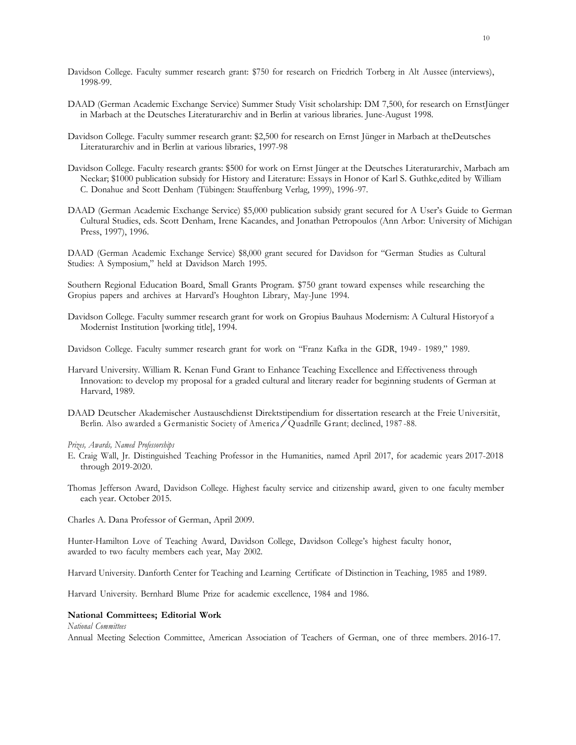Davidson College. Faculty summer research grant: $750 for research on Friedrich Torberg in Alt Aussee (interviews), 1998-99.

DAAD (German Academic Exchange Service) Summer Study Visit scholarship: DM 7,500, for research on ErnstJünger in Marbach at the Deutsches Literaturarchiv and in Berlin at various libraries. June-August 1998.

Davidson College. Faculty summer research grant: $2,500 for research on Ernst Jünger in Marbach at theDeutsches Literaturarchiv and in Berlin at various libraries, 1997-98

Davidson College. Faculty research grants: $500 for work on Ernst Jünger at the Deutsches Literaturarchiv, Marbach am Neckar; $1000 publication subsidy for History and Literature: Essays in Honor of Karl S. Guthke,edited by William C. Donahue and Scott Denham (Tübingen: Stauffenburg Verlag, 1999), 1996-97.

DAAD (German Academic Exchange Service) $5,000 publication subsidy grant secured for A User's Guide to German Cultural Studies, eds. Scott Denham, Irene Kacandes, and Jonathan Petropoulos (Ann Arbor: University of Michigan Press, 1997), 1996.

DAAD (German Academic Exchange Service) $8,000 grant secured for Davidson for "German Studies as Cultural Studies: A Symposium," held at Davidson March 1995.

Southern Regional Education Board, Small Grants Program. $750 grant toward expenses while researching the Gropius papers and archives at Harvard's Houghton Library, May-June 1994.

Davidson College. Faculty summer research grant for work on Gropius Bauhaus Modernism: A Cultural Historyof a Modernist Institution [working title], 1994.

Davidson College. Faculty summer research grant for work on "Franz Kafka in the GDR, 1949 - 1989," 1989.

Harvard University. William R. Kenan Fund Grant to Enhance Teaching Excellence and Effectiveness through Innovation: to develop my proposal for a graded cultural and literary reader for beginning students of German at Harvard, 1989.

DAAD Deutscher Akademischer Austauschdienst Direktstipendium for dissertation research at the Freie Universität, Berlin. Also awarded a Germanistic Society of America / Quadrille Grant; declined, 1987-88.

*Prizes, Awards, Named Professorships*

E. Craig Wall, Jr. Distinguished Teaching Professor in the Humanities, named April 2017, for academic years 2017-2018 through 2019-2020.

Thomas Jefferson Award, Davidson College. Highest faculty service and citizenship award, given to one faculty member each year. October 2015.

Charles A. Dana Professor of German, April 2009.

Hunter-Hamilton Love of Teaching Award, Davidson College, Davidson College's highest faculty honor, awarded to two faculty members each year, May 2002.

Harvard University. Danforth Center for Teaching and Learning Certificate of Distinction in Teaching, 1985 and 1989.

Harvard University. Bernhard Blume Prize for academic excellence, 1984 and 1986.

**National Committees; Editorial Work**

*National Committees*

Annual Meeting Selection Committee, American Association of Teachers of German, one of three members. 2016-17.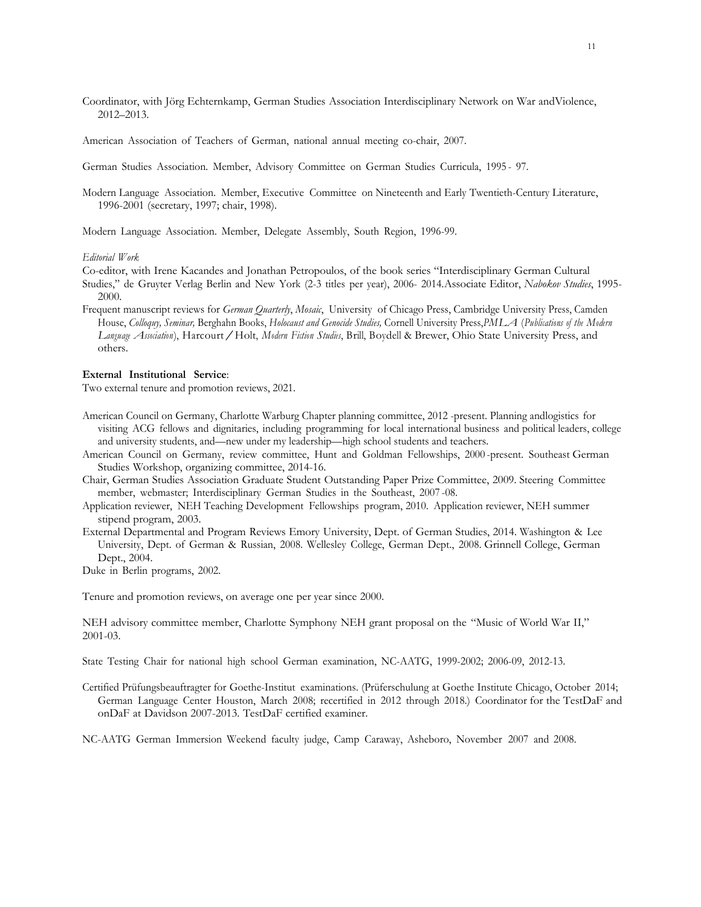Coordinator, with Jörg Echternkamp, German Studies Association Interdisciplinary Network on War andViolence, 2012–2013.

American Association of Teachers of German, national annual meeting co-chair, 2007.

German Studies Association. Member, Advisory Committee on German Studies Curricula, 1995 - 97.

Modern Language Association. Member, Executive Committee on Nineteenth and Early Twentieth-Century Literature, 1996-2001 (secretary, 1997; chair, 1998).

Modern Language Association. Member, Delegate Assembly, South Region, 1996-99.

*Editorial Work*

Co-editor, with Irene Kacandes and Jonathan Petropoulos, of the book series "Interdisciplinary German Cultural Studies," de Gruyter Verlag Berlin and New York (2-3 titles per year), 2006- 2014.Associate Editor, *Nabokov Studies*, 1995-2000.

Frequent manuscript reviews for *German Quarterly*, *Mosaic*, University of Chicago Press, Cambridge University Press, Camden House, *Colloquy, Seminar,* Berghahn Books, *Holocaust and Genocide Studies,* Cornell University Press,*PMLA* (*Publications of the Modern Language Association*), Harcourt / Holt, *Modern Fiction Studies*, Brill, Boydell & Brewer, Ohio State University Press, and others.

**External Institutional Service**:

Two external tenure and promotion reviews, 2021.

American Council on Germany, Charlotte Warburg Chapter planning committee, 2012 -present. Planning andlogistics for visiting ACG fellows and dignitaries, including programming for local international business and political leaders, college and university students, and—new under my leadership—high school students and teachers.

American Council on Germany, review committee, Hunt and Goldman Fellowships, 2000 -present. Southeast German Studies Workshop, organizing committee, 2014-16.

Chair, German Studies Association Graduate Student Outstanding Paper Prize Committee, 2009. Steering Committee member, webmaster; Interdisciplinary German Studies in the Southeast, 2007 -08.

Application reviewer, NEH Teaching Development Fellowships program, 2010. Application reviewer, NEH summer stipend program, 2003.

External Departmental and Program Reviews Emory University, Dept. of German Studies, 2014. Washington & Lee University, Dept. of German & Russian, 2008. Wellesley College, German Dept., 2008. Grinnell College, German Dept., 2004.

Duke in Berlin programs, 2002.

Tenure and promotion reviews, on average one per year since 2000.

NEH advisory committee member, Charlotte Symphony NEH grant proposal on the "Music of World War II," 2001-03.

State Testing Chair for national high school German examination, NC-AATG, 1999-2002; 2006-09, 2012-13.

Certified Prüfungsbeauftragter for Goethe-Institut examinations. (Prüferschulung at Goethe Institute Chicago, October 2014; German Language Center Houston, March 2008; recertified in 2012 through 2018.) Coordinator for the TestDaF and onDaF at Davidson 2007-2013. TestDaF certified examiner.

NC-AATG German Immersion Weekend faculty judge, Camp Caraway, Asheboro, November 2007 and 2008.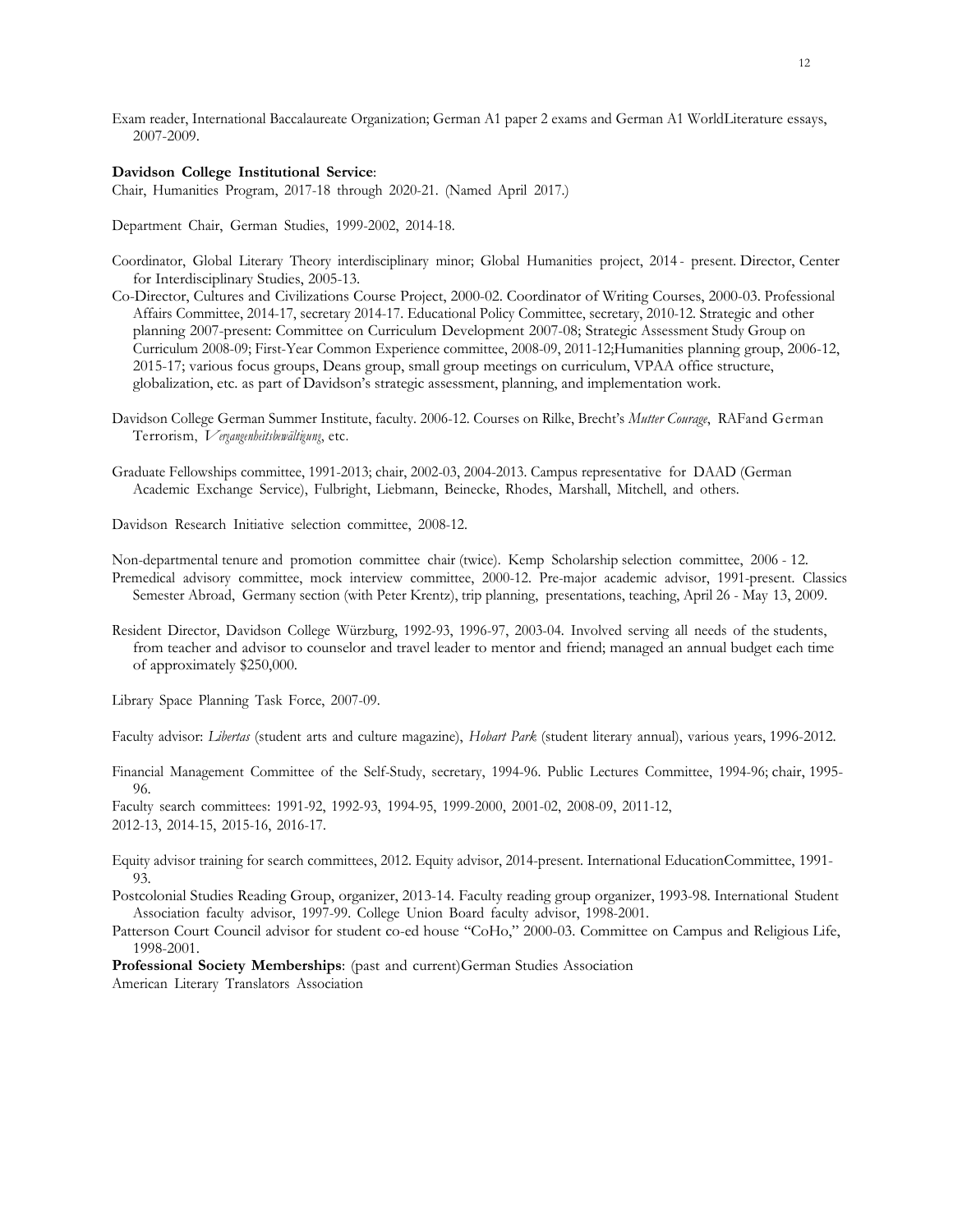Exam reader, International Baccalaureate Organization; German A1 paper 2 exams and German A1 WorldLiterature essays, 2007-2009.

**Davidson College Institutional Service**:

Chair, Humanities Program, 2017-18 through 2020-21. (Named April 2017.)

Department Chair, German Studies, 1999-2002, 2014-18.

Coordinator, Global Literary Theory interdisciplinary minor; Global Humanities project, 2014 - present. Director, Center for Interdisciplinary Studies, 2005-13.

Co-Director, Cultures and Civilizations Course Project, 2000-02. Coordinator of Writing Courses, 2000-03. Professional Affairs Committee, 2014-17, secretary 2014-17. Educational Policy Committee, secretary, 2010-12. Strategic and other planning 2007-present: Committee on Curriculum Development 2007-08; Strategic Assessment Study Group on Curriculum 2008-09; First-Year Common Experience committee, 2008-09, 2011-12;Humanities planning group, 2006-12, 2015-17; various focus groups, Deans group, small group meetings on curriculum, VPAA office structure, globalization, etc. as part of Davidson's strategic assessment, planning, and implementation work.

Davidson College German Summer Institute, faculty. 2006-12. Courses on Rilke, Brecht's *Mutter Courage*, RAFand German Terrorism, *Vergangenheitsbewältigung*, etc.

Graduate Fellowships committee, 1991-2013; chair, 2002-03, 2004-2013. Campus representative for DAAD (German Academic Exchange Service), Fulbright, Liebmann, Beinecke, Rhodes, Marshall, Mitchell, and others.

Davidson Research Initiative selection committee, 2008-12.

Non-departmental tenure and promotion committee chair (twice). Kemp Scholarship selection committee, 2006 - 12.

Premedical advisory committee, mock interview committee, 2000-12. Pre-major academic advisor, 1991-present. Classics Semester Abroad, Germany section (with Peter Krentz), trip planning, presentations, teaching, April 26 - May 13, 2009.

Resident Director, Davidson College Würzburg, 1992-93, 1996-97, 2003-04. Involved serving all needs of the students, from teacher and advisor to counselor and travel leader to mentor and friend; managed an annual budget each time of approximately $250,000.

Library Space Planning Task Force, 2007-09.

Faculty advisor: *Libertas* (student arts and culture magazine), *Hobart Park* (student literary annual), various years, 1996-2012.

Financial Management Committee of the Self-Study, secretary, 1994-96. Public Lectures Committee, 1994-96; chair, 1995-96.

Faculty search committees: 1991-92, 1992-93, 1994-95, 1999-2000, 2001-02, 2008-09, 2011-12, 2012-13, 2014-15, 2015-16, 2016-17.

Equity advisor training for search committees, 2012. Equity advisor, 2014-present. International EducationCommittee, 1991-93.

Postcolonial Studies Reading Group, organizer, 2013-14. Faculty reading group organizer, 1993-98. International Student Association faculty advisor, 1997-99. College Union Board faculty advisor, 1998-2001.

Patterson Court Council advisor for student co-ed house "CoHo," 2000-03. Committee on Campus and Religious Life, 1998-2001.

**Professional Society Memberships**: (past and current)German Studies Association

American Literary Translators Association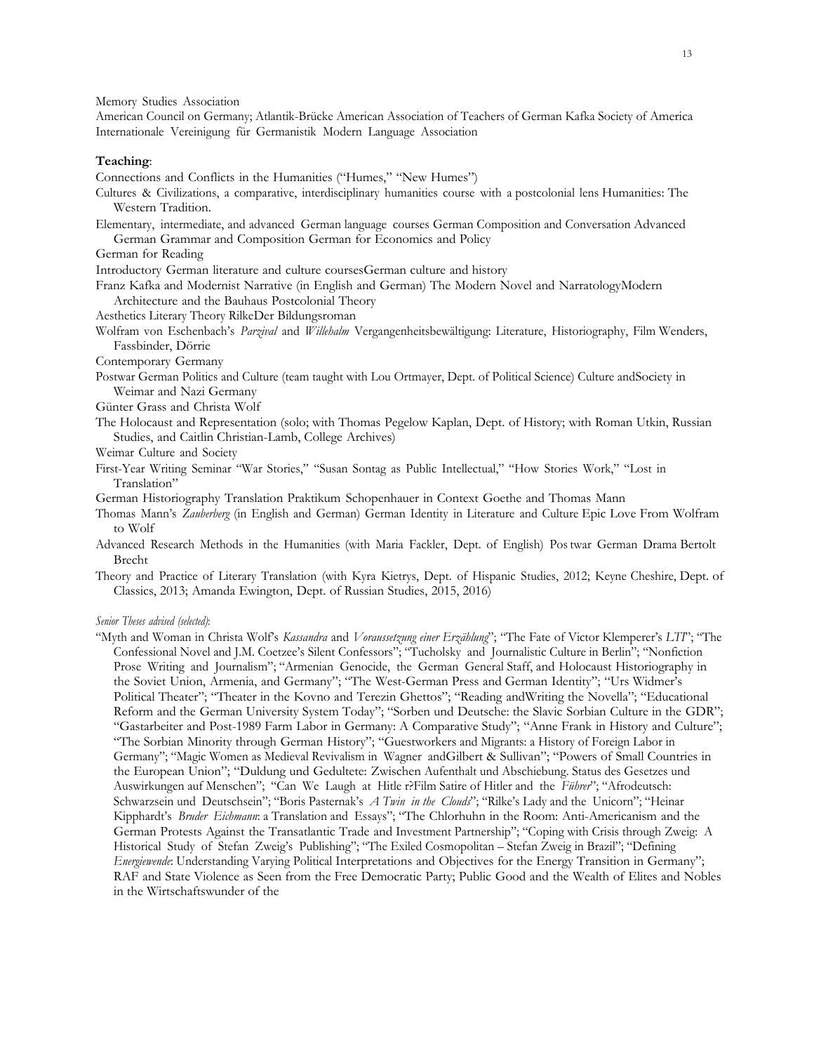Memory Studies Association

American Council on Germany; Atlantik-Brücke American Association of Teachers of German Kafka Society of America Internationale Vereinigung für Germanistik Modern Language Association

**Teaching**:

Connections and Conflicts in the Humanities ("Humes," "New Humes")

Cultures & Civilizations, a comparative, interdisciplinary humanities course with a postcolonial lens Humanities: The Western Tradition.

Elementary, intermediate, and advanced German language courses German Composition and Conversation Advanced German Grammar and Composition German for Economics and Policy

German for Reading

Introductory German literature and culture coursesGerman culture and history

Franz Kafka and Modernist Narrative (in English and German) The Modern Novel and NarratologyModern Architecture and the Bauhaus Postcolonial Theory

Aesthetics Literary Theory RilkeDer Bildungsroman

Wolfram von Eschenbach's *Parzival* and *Willehalm* Vergangenheitsbewältigung: Literature, Historiography, Film Wenders, Fassbinder, Dörrie

Contemporary Germany

Postwar German Politics and Culture (team taught with Lou Ortmayer, Dept. of Political Science) Culture andSociety in Weimar and Nazi Germany

Günter Grass and Christa Wolf

The Holocaust and Representation (solo; with Thomas Pegelow Kaplan, Dept. of History; with Roman Utkin, Russian Studies, and Caitlin Christian-Lamb, College Archives)

Weimar Culture and Society

First-Year Writing Seminar "War Stories," "Susan Sontag as Public Intellectual," "How Stories Work," "Lost in Translation"

German Historiography Translation Praktikum Schopenhauer in Context Goethe and Thomas Mann

Thomas Mann's *Zauberberg* (in English and German) German Identity in Literature and Culture Epic Love From Wolfram to Wolf

Advanced Research Methods in the Humanities (with Maria Fackler, Dept. of English) Pos twar German Drama Bertolt Brecht

Theory and Practice of Literary Translation (with Kyra Kietrys, Dept. of Hispanic Studies, 2012; Keyne Cheshire, Dept. of Classics, 2013; Amanda Ewington, Dept. of Russian Studies, 2015, 2016)

*Senior Theses advised (selected)*:

"Myth and Woman in Christa Wolf's *Kassandra* and *Voraussetzung einer Erzählung*"; "The Fate of Victor Klemperer's *LTI*"; "The Confessional Novel and J.M. Coetzee's Silent Confessors"; "Tucholsky and Journalistic Culture in Berlin"; "Nonfiction Prose Writing and Journalism"; "Armenian Genocide, the German General Staff, and Holocaust Historiography in the Soviet Union, Armenia, and Germany"; "The West-German Press and German Identity"; "Urs Widmer's Political Theater"; "Theater in the Kovno and Terezin Ghettos"; "Reading andWriting the Novella"; "Educational Reform and the German University System Today"; "Sorben und Deutsche: the Slavic Sorbian Culture in the GDR"; "Gastarbeiter and Post-1989 Farm Labor in Germany: A Comparative Study"; "Anne Frank in History and Culture"; "The Sorbian Minority through German History"; "Guestworkers and Migrants: a History of Foreign Labor in Germany"; "Magic Women as Medieval Revivalism in Wagner andGilbert & Sullivan"; "Powers of Small Countries in the European Union"; "Duldung und Gedultete: Zwischen Aufenthalt und Abschiebung. Status des Gesetzes und Auswirkungen auf Menschen"; "Can We Laugh at Hitle r?Film Satire of Hitler and the *Führer*"; "Afrodeutsch: Schwarzsein und Deutschsein"; "Boris Pasternak's *A Twin in the Clouds*"; "Rilke's Lady and the Unicorn"; "Heinar Kipphardt's *Bruder Eichmann*: a Translation and Essays"; "The Chlorhuhn in the Room: Anti-Americanism and the German Protests Against the Transatlantic Trade and Investment Partnership"; "Coping with Crisis through Zweig: A Historical Study of Stefan Zweig's Publishing"; "The Exiled Cosmopolitan – Stefan Zweig in Brazil"; "Defining *Energiewende*: Understanding Varying Political Interpretations and Objectives for the Energy Transition in Germany"; RAF and State Violence as Seen from the Free Democratic Party; Public Good and the Wealth of Elites and Nobles in the Wirtschaftswunder of the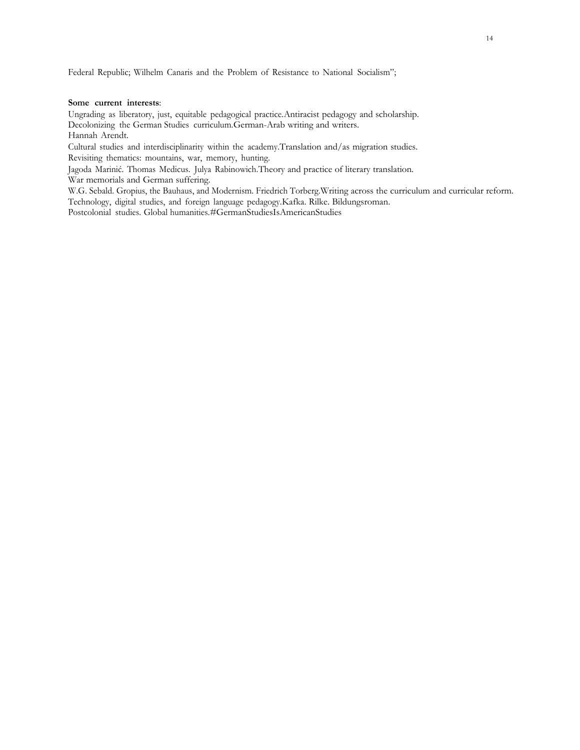Federal Republic; Wilhelm Canaris and the Problem of Resistance to National Socialism";

**Some current interests**:

Ungrading as liberatory, just, equitable pedagogical practice.Antiracist pedagogy and scholarship.
Decolonizing the German Studies curriculum.German-Arab writing and writers.
Hannah Arendt.
Cultural studies and interdisciplinarity within the academy.Translation and/as migration studies.
Revisiting thematics: mountains, war, memory, hunting.
Jagoda Marinić. Thomas Medicus. Julya Rabinowich.Theory and practice of literary translation.
War memorials and German suffering.
W.G. Sebald. Gropius, the Bauhaus, and Modernism. Friedrich Torberg.Writing across the curriculum and curricular reform.
Technology, digital studies, and foreign language pedagogy.Kafka. Rilke. Bildungsroman.
Postcolonial studies. Global humanities.#GermanStudiesIsAmericanStudies